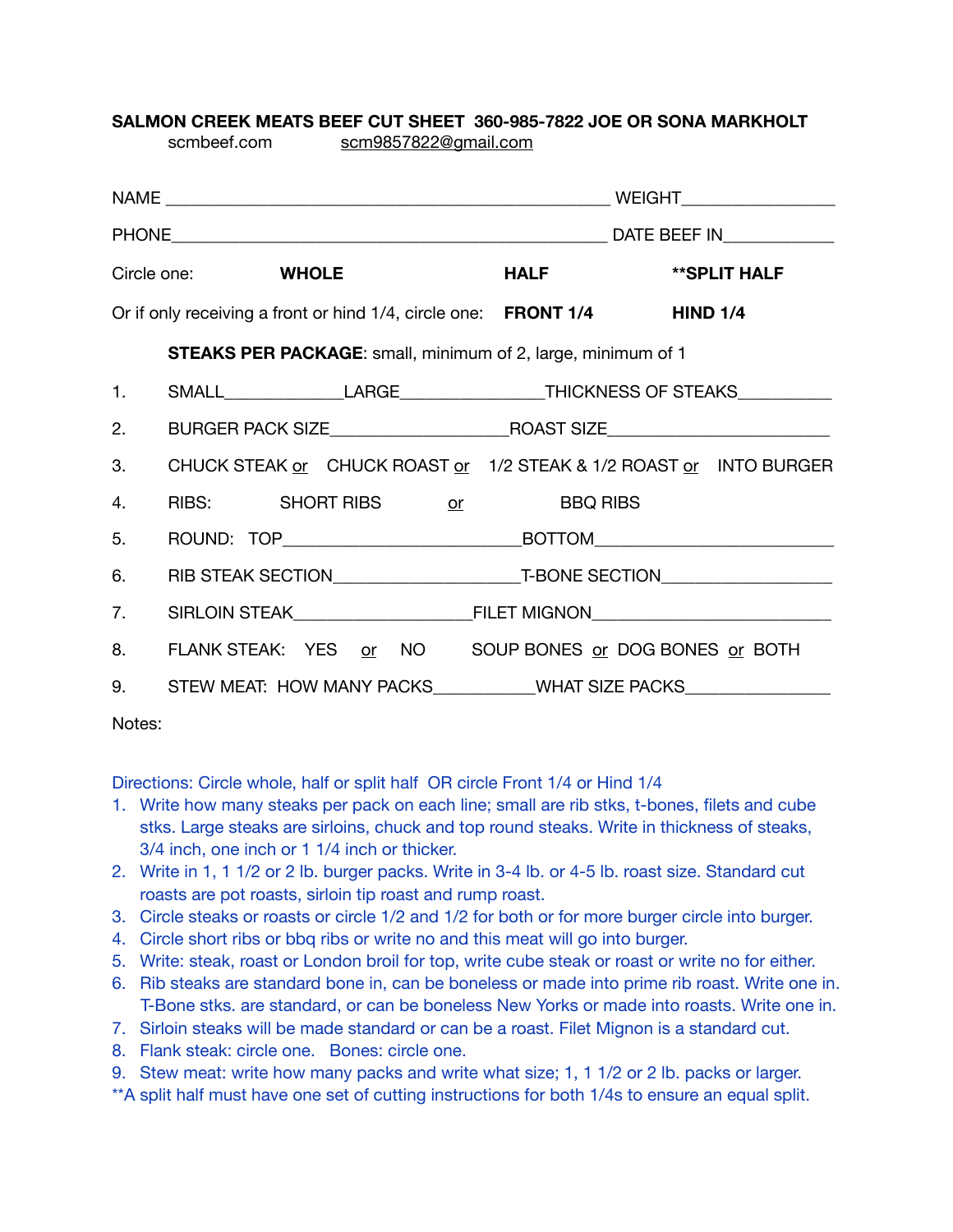**SALMON CREEK MEATS BEEF CUT SHEET 360-985-7822 JOE OR SONA MARKHOLT**

scmbeef.com scm9857822@gmail.com

NAME ______________________________________________ WEIGHT_______________

PHONE______________________________________________ DATE BEEF IN___________

Circle one: **WHOLE** **HALF** **\*\*SPLIT HALF**

Or if only receiving a front or hind 1/4, circle one: **FRONT 1/4** **HIND 1/4**

**STEAKS PER PACKAGE**: small, minimum of 2, large, minimum of 1

1. SMALL____________LARGE______________THICKNESS OF STEAKS_________
2. BURGER PACK SIZE_________________ROAST SIZE______________________
3. CHUCK STEAK or CHUCK ROAST or 1/2 STEAK & 1/2 ROAST or INTO BURGER
4. RIBS: SHORT RIBS or BBQ RIBS
5. ROUND: TOP______________________BOTTOM______________________
6. RIB STEAK SECTION__________________T-BONE SECTION_________________
7. SIRLOIN STEAK_________________FILET MIGNON_______________________
8. FLANK STEAK: YES or NO SOUP BONES or DOG BONES or BOTH
9. STEW MEAT: HOW MANY PACKS__________WHAT SIZE PACKS______________

Notes:

Directions: Circle whole, half or split half OR circle Front 1/4 or Hind 1/4

1. Write how many steaks per pack on each line; small are rib stks, t-bones, filets and cube stks. Large steaks are sirloins, chuck and top round steaks. Write in thickness of steaks, 3/4 inch, one inch or 1 1/4 inch or thicker.
2. Write in 1, 1 1/2 or 2 lb. burger packs. Write in 3-4 lb. or 4-5 lb. roast size. Standard cut roasts are pot roasts, sirloin tip roast and rump roast.
3. Circle steaks or roasts or circle 1/2 and 1/2 for both or for more burger circle into burger.
4. Circle short ribs or bbq ribs or write no and this meat will go into burger.
5. Write: steak, roast or London broil for top, write cube steak or roast or write no for either.
6. Rib steaks are standard bone in, can be boneless or made into prime rib roast. Write one in. T-Bone stks. are standard, or can be boneless New Yorks or made into roasts. Write one in.
7. Sirloin steaks will be made standard or can be a roast. Filet Mignon is a standard cut.
8. Flank steak: circle one. Bones: circle one.
9. Stew meat: write how many packs and write what size; 1, 1 1/2 or 2 lb. packs or larger.

\*\*A split half must have one set of cutting instructions for both 1/4s to ensure an equal split.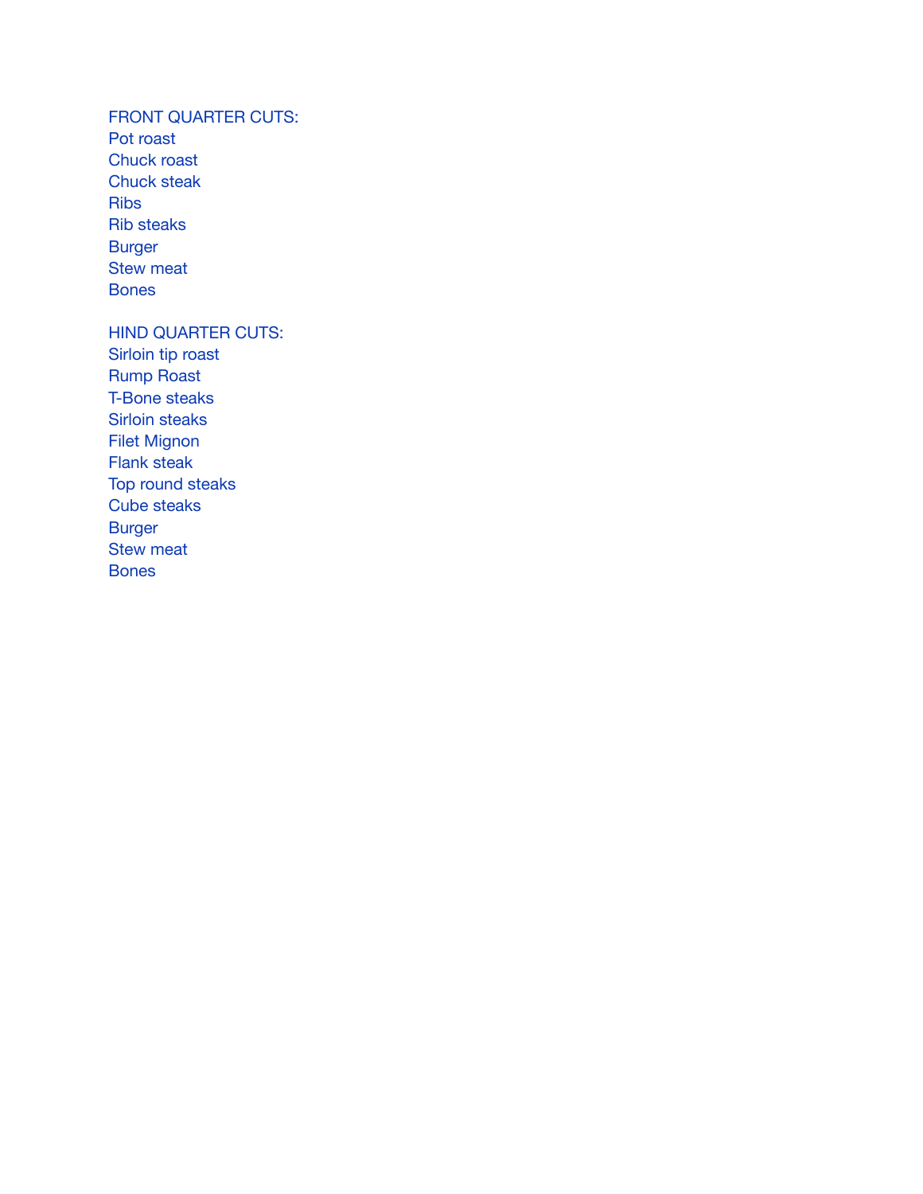FRONT QUARTER CUTS:
Pot roast
Chuck roast
Chuck steak
Ribs
Rib steaks
Burger
Stew meat
Bones

HIND QUARTER CUTS:
Sirloin tip roast
Rump Roast
T-Bone steaks
Sirloin steaks
Filet Mignon
Flank steak
Top round steaks
Cube steaks
Burger
Stew meat
Bones